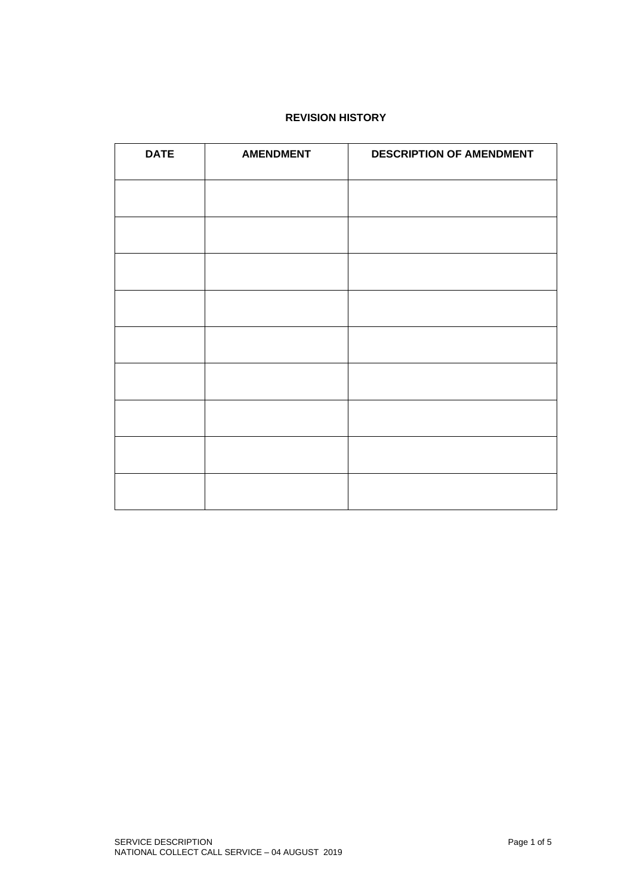## REVISION HISTORY

| DATE | AMENDMENT | DESCRIPTION OF AMENDMENT |
|---|---|---|
| | | |
| | | |
| | | |
| | | |
| | | |
| | | |
| | | |
| | | |
| | | |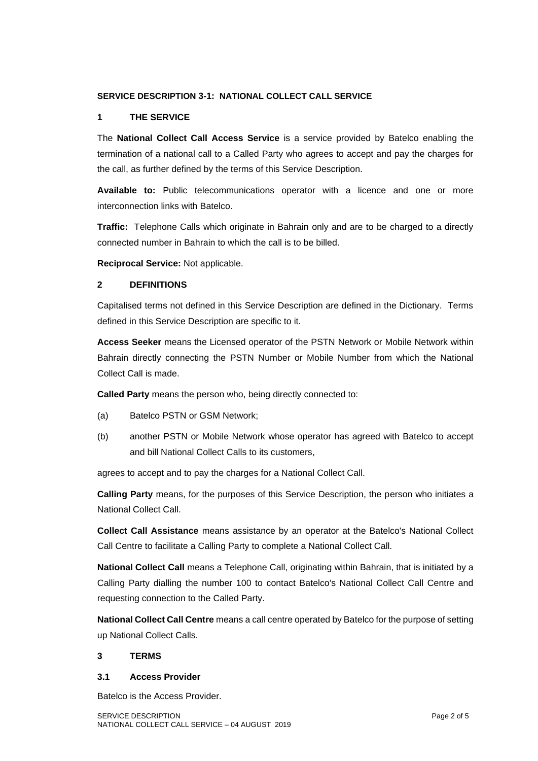**SERVICE DESCRIPTION 3-1: NATIONAL COLLECT CALL SERVICE**

## 1 THE SERVICE

The **National Collect Call Access Service** is a service provided by Batelco enabling the termination of a national call to a Called Party who agrees to accept and pay the charges for the call, as further defined by the terms of this Service Description.

**Available to:** Public telecommunications operator with a licence and one or more interconnection links with Batelco.

**Traffic:** Telephone Calls which originate in Bahrain only and are to be charged to a directly connected number in Bahrain to which the call is to be billed.

**Reciprocal Service:** Not applicable.

## 2 DEFINITIONS

Capitalised terms not defined in this Service Description are defined in the Dictionary. Terms defined in this Service Description are specific to it.

**Access Seeker** means the Licensed operator of the PSTN Network or Mobile Network within Bahrain directly connecting the PSTN Number or Mobile Number from which the National Collect Call is made.

**Called Party** means the person who, being directly connected to:

(a) Batelco PSTN or GSM Network;

(b) another PSTN or Mobile Network whose operator has agreed with Batelco to accept and bill National Collect Calls to its customers,

agrees to accept and to pay the charges for a National Collect Call.

**Calling Party** means, for the purposes of this Service Description, the person who initiates a National Collect Call.

**Collect Call Assistance** means assistance by an operator at the Batelco's National Collect Call Centre to facilitate a Calling Party to complete a National Collect Call.

**National Collect Call** means a Telephone Call, originating within Bahrain, that is initiated by a Calling Party dialling the number 100 to contact Batelco's National Collect Call Centre and requesting connection to the Called Party.

**National Collect Call Centre** means a call centre operated by Batelco for the purpose of setting up National Collect Calls.

## 3 TERMS

### 3.1 Access Provider

Batelco is the Access Provider.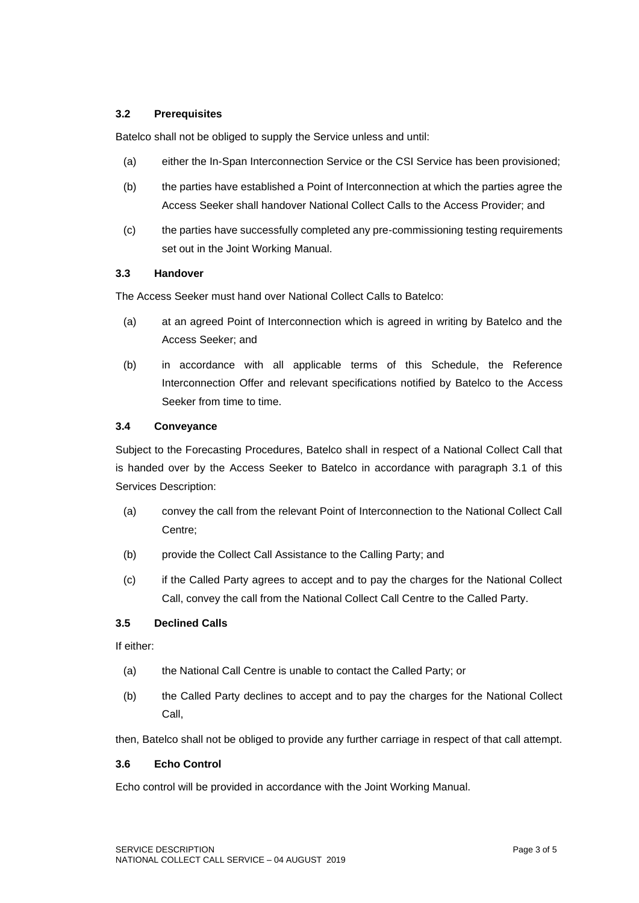### 3.2 Prerequisites

Batelco shall not be obliged to supply the Service unless and until:

(a) either the In-Span Interconnection Service or the CSI Service has been provisioned;

(b) the parties have established a Point of Interconnection at which the parties agree the Access Seeker shall handover National Collect Calls to the Access Provider; and

(c) the parties have successfully completed any pre-commissioning testing requirements set out in the Joint Working Manual.

### 3.3 Handover

The Access Seeker must hand over National Collect Calls to Batelco:

(a) at an agreed Point of Interconnection which is agreed in writing by Batelco and the Access Seeker; and

(b) in accordance with all applicable terms of this Schedule, the Reference Interconnection Offer and relevant specifications notified by Batelco to the Access Seeker from time to time.

### 3.4 Conveyance

Subject to the Forecasting Procedures, Batelco shall in respect of a National Collect Call that is handed over by the Access Seeker to Batelco in accordance with paragraph 3.1 of this Services Description:

(a) convey the call from the relevant Point of Interconnection to the National Collect Call Centre;

(b) provide the Collect Call Assistance to the Calling Party; and

(c) if the Called Party agrees to accept and to pay the charges for the National Collect Call, convey the call from the National Collect Call Centre to the Called Party.

### 3.5 Declined Calls

If either:

(a) the National Call Centre is unable to contact the Called Party; or

(b) the Called Party declines to accept and to pay the charges for the National Collect Call,

then, Batelco shall not be obliged to provide any further carriage in respect of that call attempt.

### 3.6 Echo Control

Echo control will be provided in accordance with the Joint Working Manual.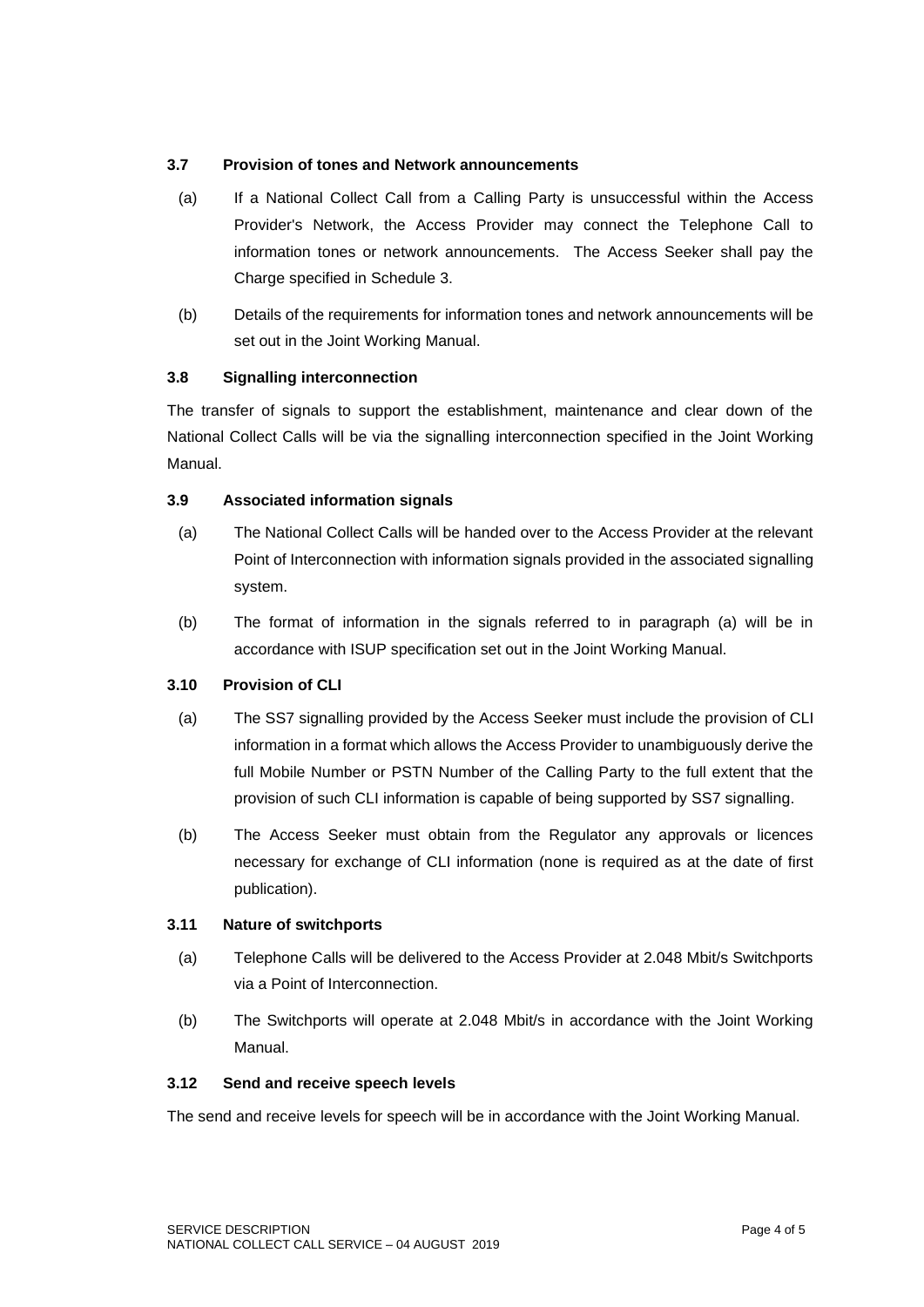### 3.7 Provision of tones and Network announcements

(a) If a National Collect Call from a Calling Party is unsuccessful within the Access Provider's Network, the Access Provider may connect the Telephone Call to information tones or network announcements. The Access Seeker shall pay the Charge specified in Schedule 3.

(b) Details of the requirements for information tones and network announcements will be set out in the Joint Working Manual.

### 3.8 Signalling interconnection

The transfer of signals to support the establishment, maintenance and clear down of the National Collect Calls will be via the signalling interconnection specified in the Joint Working Manual.

### 3.9 Associated information signals

(a) The National Collect Calls will be handed over to the Access Provider at the relevant Point of Interconnection with information signals provided in the associated signalling system.

(b) The format of information in the signals referred to in paragraph (a) will be in accordance with ISUP specification set out in the Joint Working Manual.

### 3.10 Provision of CLI

(a) The SS7 signalling provided by the Access Seeker must include the provision of CLI information in a format which allows the Access Provider to unambiguously derive the full Mobile Number or PSTN Number of the Calling Party to the full extent that the provision of such CLI information is capable of being supported by SS7 signalling.

(b) The Access Seeker must obtain from the Regulator any approvals or licences necessary for exchange of CLI information (none is required as at the date of first publication).

### 3.11 Nature of switchports

(a) Telephone Calls will be delivered to the Access Provider at 2.048 Mbit/s Switchports via a Point of Interconnection.

(b) The Switchports will operate at 2.048 Mbit/s in accordance with the Joint Working Manual.

### 3.12 Send and receive speech levels

The send and receive levels for speech will be in accordance with the Joint Working Manual.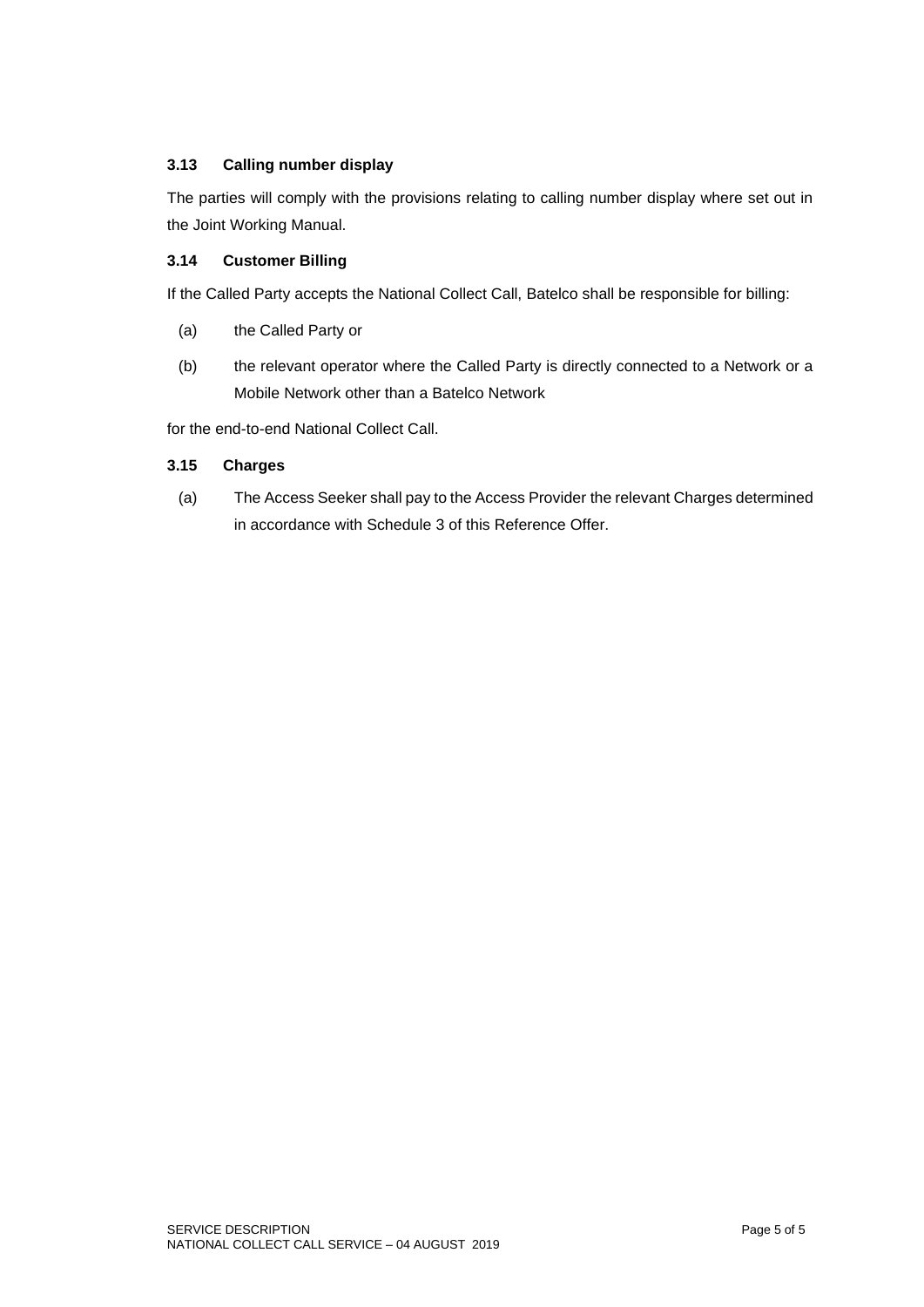### 3.13 Calling number display

The parties will comply with the provisions relating to calling number display where set out in the Joint Working Manual.

### 3.14 Customer Billing

If the Called Party accepts the National Collect Call, Batelco shall be responsible for billing:

(a) the Called Party or

(b) the relevant operator where the Called Party is directly connected to a Network or a Mobile Network other than a Batelco Network

for the end-to-end National Collect Call.

### 3.15 Charges

(a) The Access Seeker shall pay to the Access Provider the relevant Charges determined in accordance with Schedule 3 of this Reference Offer.